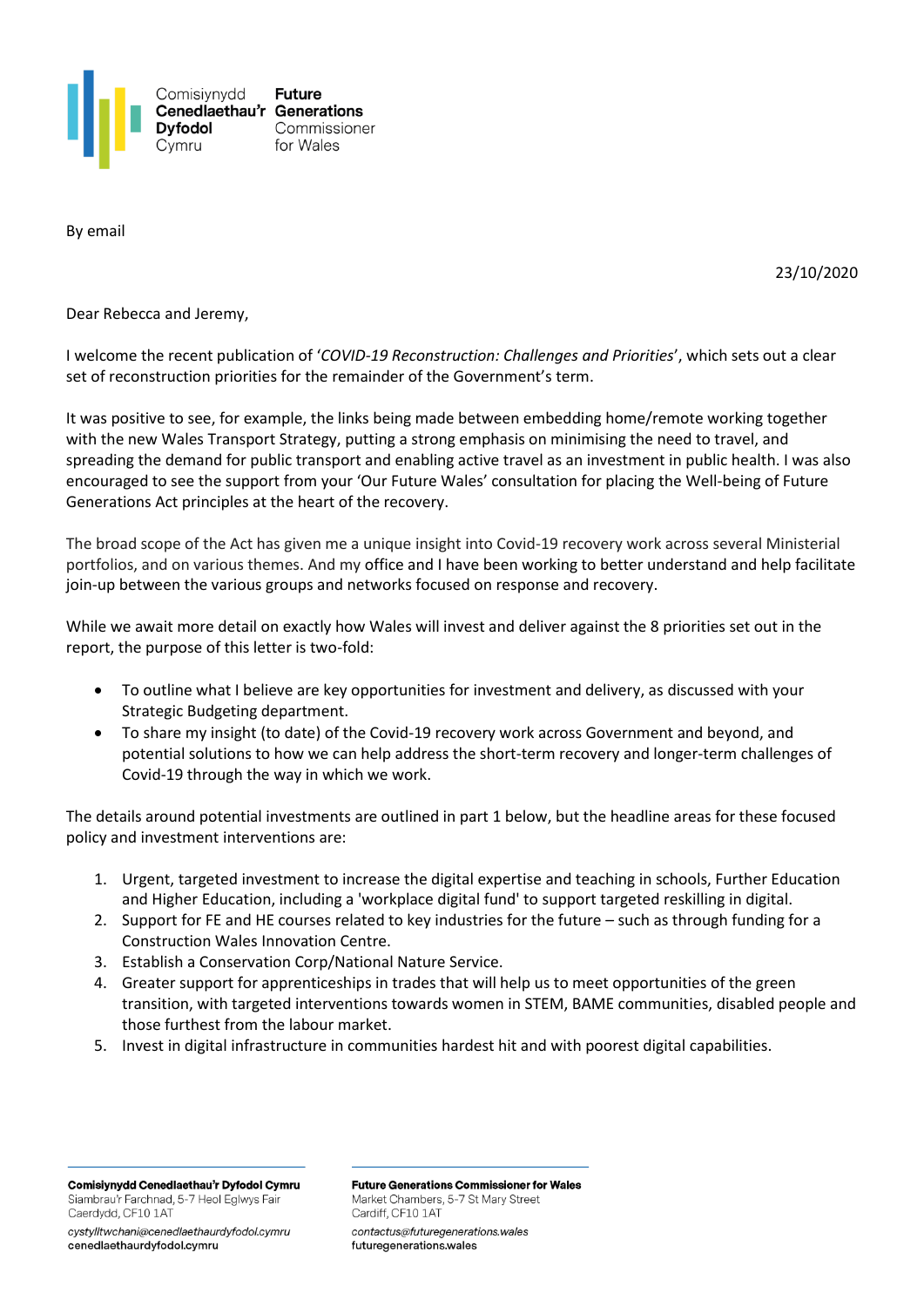Comisiynydd Cenedlaethau'r Dyfodol Cymru

Future Generations Commissioner for Wales

By email

23/10/2020

Dear Rebecca and Jeremy,

I welcome the recent publication of '*COVID-19 Reconstruction: Challenges and Priorities*', which sets out a clear set of reconstruction priorities for the remainder of the Government's term.

It was positive to see, for example, the links being made between embedding home/remote working together with the new Wales Transport Strategy, putting a strong emphasis on minimising the need to travel, and spreading the demand for public transport and enabling active travel as an investment in public health. I was also encouraged to see the support from your 'Our Future Wales' consultation for placing the Well-being of Future Generations Act principles at the heart of the recovery.

The broad scope of the Act has given me a unique insight into Covid-19 recovery work across several Ministerial portfolios, and on various themes. And my office and I have been working to better understand and help facilitate join-up between the various groups and networks focused on response and recovery.

While we await more detail on exactly how Wales will invest and deliver against the 8 priorities set out in the report, the purpose of this letter is two-fold:

- To outline what I believe are key opportunities for investment and delivery, as discussed with your Strategic Budgeting department.
- To share my insight (to date) of the Covid-19 recovery work across Government and beyond, and potential solutions to how we can help address the short-term recovery and longer-term challenges of Covid-19 through the way in which we work.

The details around potential investments are outlined in part 1 below, but the headline areas for these focused policy and investment interventions are:

1. Urgent, targeted investment to increase the digital expertise and teaching in schools, Further Education and Higher Education, including a 'workplace digital fund' to support targeted reskilling in digital.
2. Support for FE and HE courses related to key industries for the future – such as through funding for a Construction Wales Innovation Centre.
3. Establish a Conservation Corp/National Nature Service.
4. Greater support for apprenticeships in trades that will help us to meet opportunities of the green transition, with targeted interventions towards women in STEM, BAME communities, disabled people and those furthest from the labour market.
5. Invest in digital infrastructure in communities hardest hit and with poorest digital capabilities.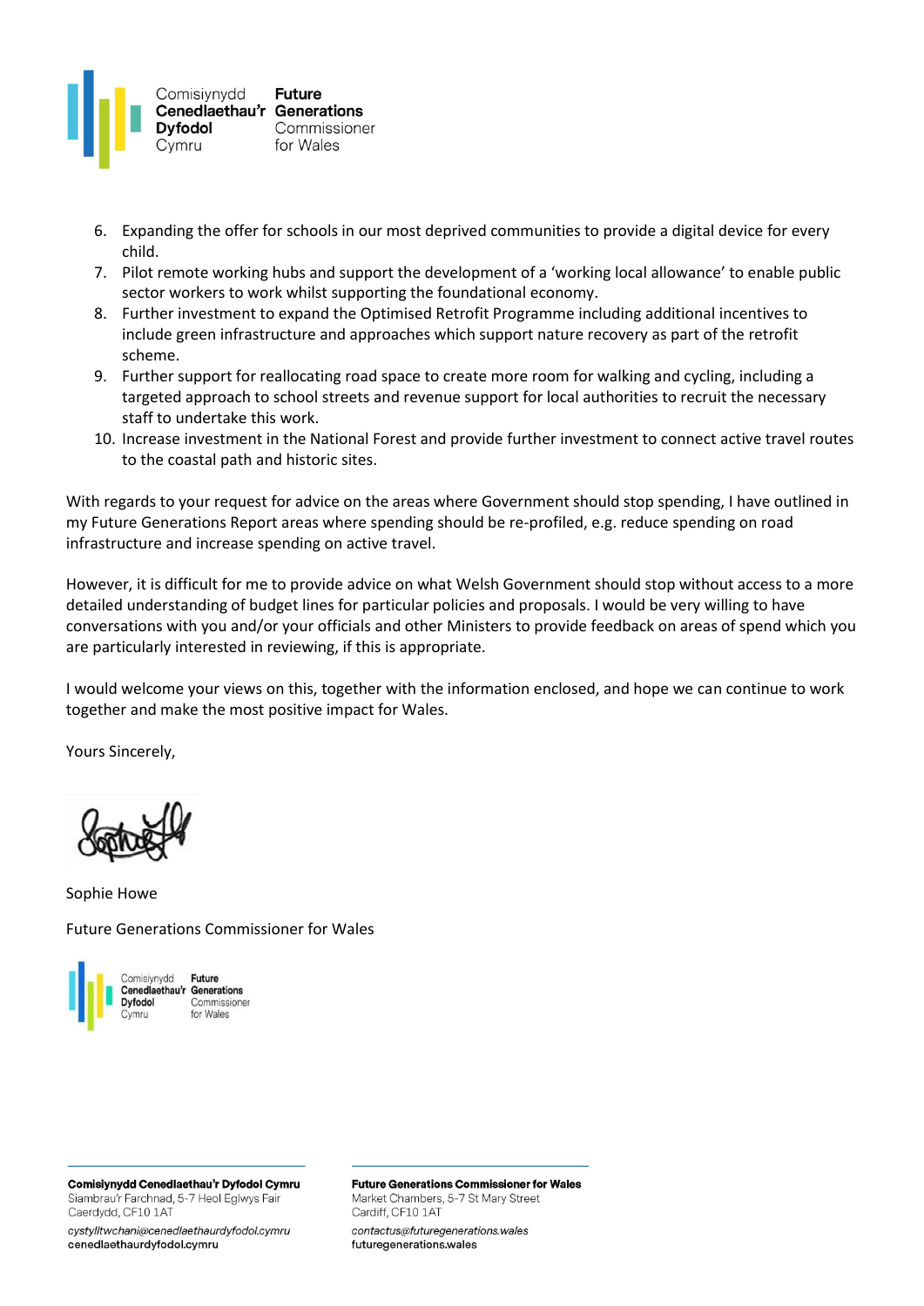6. Expanding the offer for schools in our most deprived communities to provide a digital device for every child.
7. Pilot remote working hubs and support the development of a 'working local allowance' to enable public sector workers to work whilst supporting the foundational economy.
8. Further investment to expand the Optimised Retrofit Programme including additional incentives to include green infrastructure and approaches which support nature recovery as part of the retrofit scheme.
9. Further support for reallocating road space to create more room for walking and cycling, including a targeted approach to school streets and revenue support for local authorities to recruit the necessary staff to undertake this work.
10. Increase investment in the National Forest and provide further investment to connect active travel routes to the coastal path and historic sites.

With regards to your request for advice on the areas where Government should stop spending, I have outlined in my Future Generations Report areas where spending should be re-profiled, e.g. reduce spending on road infrastructure and increase spending on active travel.

However, it is difficult for me to provide advice on what Welsh Government should stop without access to a more detailed understanding of budget lines for particular policies and proposals. I would be very willing to have conversations with you and/or your officials and other Ministers to provide feedback on areas of spend which you are particularly interested in reviewing, if this is appropriate.

I would welcome your views on this, together with the information enclosed, and hope we can continue to work together and make the most positive impact for Wales.

Yours Sincerely,

Sophie Howe

Future Generations Commissioner for Wales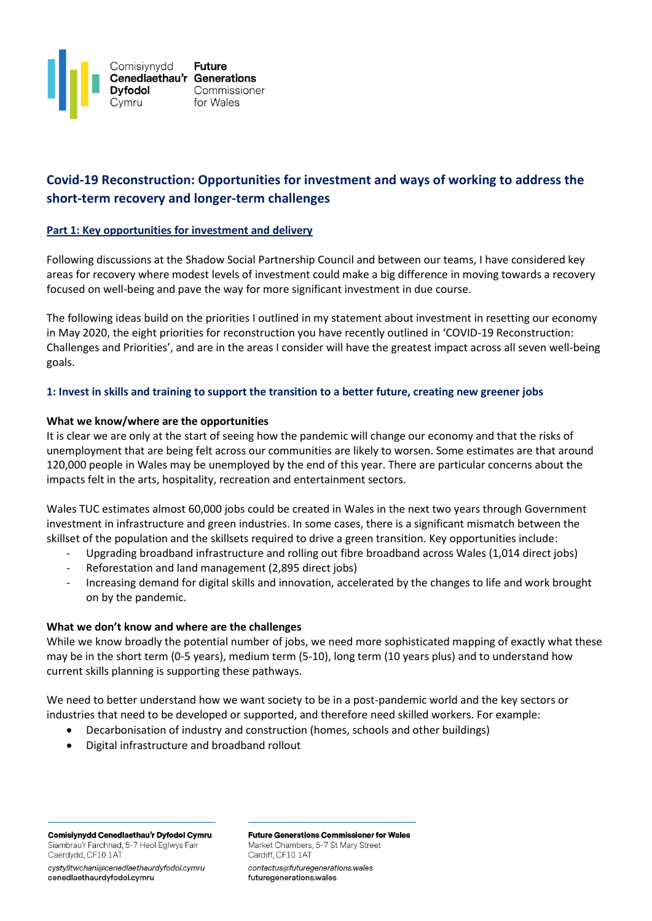## Covid-19 Reconstruction: Opportunities for investment and ways of working to address the short-term recovery and longer-term challenges

### Part 1: Key opportunities for investment and delivery

Following discussions at the Shadow Social Partnership Council and between our teams, I have considered key areas for recovery where modest levels of investment could make a big difference in moving towards a recovery focused on well-being and pave the way for more significant investment in due course.

The following ideas build on the priorities I outlined in my statement about investment in resetting our economy in May 2020, the eight priorities for reconstruction you have recently outlined in 'COVID-19 Reconstruction: Challenges and Priorities', and are in the areas I consider will have the greatest impact across all seven well-being goals.

### 1: Invest in skills and training to support the transition to a better future, creating new greener jobs

**What we know/where are the opportunities**

It is clear we are only at the start of seeing how the pandemic will change our economy and that the risks of unemployment that are being felt across our communities are likely to worsen. Some estimates are that around 120,000 people in Wales may be unemployed by the end of this year. There are particular concerns about the impacts felt in the arts, hospitality, recreation and entertainment sectors.

Wales TUC estimates almost 60,000 jobs could be created in Wales in the next two years through Government investment in infrastructure and green industries. In some cases, there is a significant mismatch between the skillset of the population and the skillsets required to drive a green transition. Key opportunities include:

- Upgrading broadband infrastructure and rolling out fibre broadband across Wales (1,014 direct jobs)
- Reforestation and land management (2,895 direct jobs)
- Increasing demand for digital skills and innovation, accelerated by the changes to life and work brought on by the pandemic.

**What we don't know and where are the challenges**

While we know broadly the potential number of jobs, we need more sophisticated mapping of exactly what these may be in the short term (0-5 years), medium term (5-10), long term (10 years plus) and to understand how current skills planning is supporting these pathways.

We need to better understand how we want society to be in a post-pandemic world and the key sectors or industries that need to be developed or supported, and therefore need skilled workers. For example:

- Decarbonisation of industry and construction (homes, schools and other buildings)
- Digital infrastructure and broadband rollout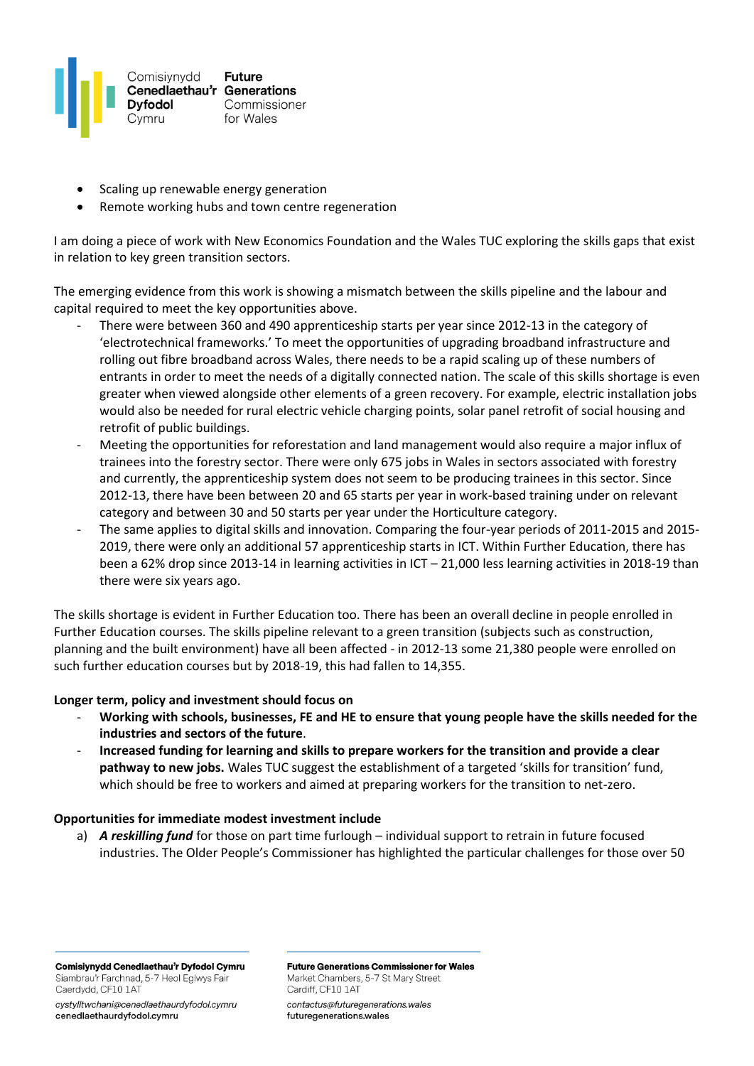- Scaling up renewable energy generation
- Remote working hubs and town centre regeneration

I am doing a piece of work with New Economics Foundation and the Wales TUC exploring the skills gaps that exist in relation to key green transition sectors.

The emerging evidence from this work is showing a mismatch between the skills pipeline and the labour and capital required to meet the key opportunities above.

- There were between 360 and 490 apprenticeship starts per year since 2012-13 in the category of 'electrotechnical frameworks.' To meet the opportunities of upgrading broadband infrastructure and rolling out fibre broadband across Wales, there needs to be a rapid scaling up of these numbers of entrants in order to meet the needs of a digitally connected nation. The scale of this skills shortage is even greater when viewed alongside other elements of a green recovery. For example, electric installation jobs would also be needed for rural electric vehicle charging points, solar panel retrofit of social housing and retrofit of public buildings.
- Meeting the opportunities for reforestation and land management would also require a major influx of trainees into the forestry sector. There were only 675 jobs in Wales in sectors associated with forestry and currently, the apprenticeship system does not seem to be producing trainees in this sector. Since 2012-13, there have been between 20 and 65 starts per year in work-based training under on relevant category and between 30 and 50 starts per year under the Horticulture category.
- The same applies to digital skills and innovation. Comparing the four-year periods of 2011-2015 and 2015-2019, there were only an additional 57 apprenticeship starts in ICT. Within Further Education, there has been a 62% drop since 2013-14 in learning activities in ICT – 21,000 less learning activities in 2018-19 than there were six years ago.

The skills shortage is evident in Further Education too. There has been an overall decline in people enrolled in Further Education courses. The skills pipeline relevant to a green transition (subjects such as construction, planning and the built environment) have all been affected - in 2012-13 some 21,380 people were enrolled on such further education courses but by 2018-19, this had fallen to 14,355.

**Longer term, policy and investment should focus on**

- **Working with schools, businesses, FE and HE to ensure that young people have the skills needed for the industries and sectors of the future**.
- **Increased funding for learning and skills to prepare workers for the transition and provide a clear pathway to new jobs.** Wales TUC suggest the establishment of a targeted 'skills for transition' fund, which should be free to workers and aimed at preparing workers for the transition to net-zero.

**Opportunities for immediate modest investment include**

a) ***A reskilling fund*** for those on part time furlough – individual support to retrain in future focused industries. The Older People's Commissioner has highlighted the particular challenges for those over 50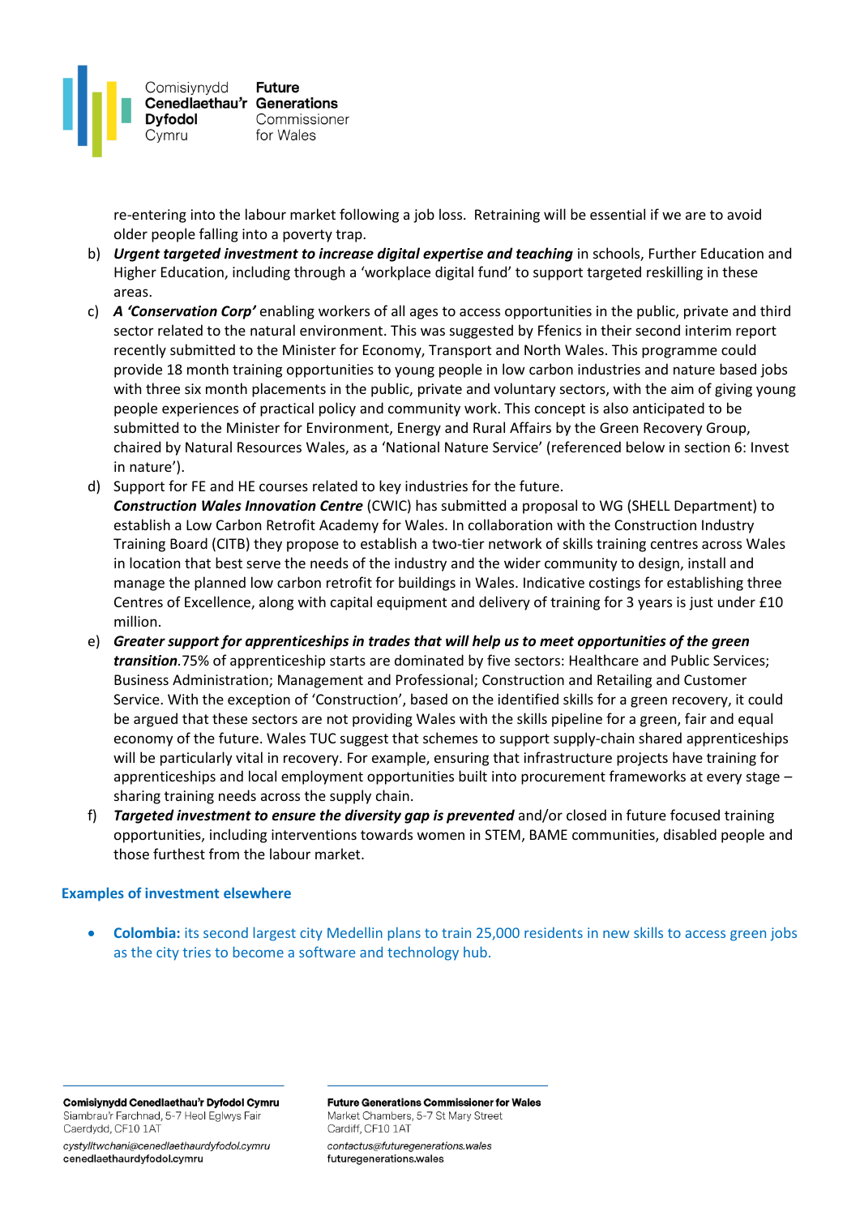re-entering into the labour market following a job loss. Retraining will be essential if we are to avoid older people falling into a poverty trap.

b) ***Urgent targeted investment to increase digital expertise and teaching*** in schools, Further Education and Higher Education, including through a 'workplace digital fund' to support targeted reskilling in these areas.

c) ***A 'Conservation Corp'*** enabling workers of all ages to access opportunities in the public, private and third sector related to the natural environment. This was suggested by Ffenics in their second interim report recently submitted to the Minister for Economy, Transport and North Wales. This programme could provide 18 month training opportunities to young people in low carbon industries and nature based jobs with three six month placements in the public, private and voluntary sectors, with the aim of giving young people experiences of practical policy and community work. This concept is also anticipated to be submitted to the Minister for Environment, Energy and Rural Affairs by the Green Recovery Group, chaired by Natural Resources Wales, as a 'National Nature Service' (referenced below in section 6: Invest in nature').

d) Support for FE and HE courses related to key industries for the future.
***Construction Wales Innovation Centre*** (CWIC) has submitted a proposal to WG (SHELL Department) to establish a Low Carbon Retrofit Academy for Wales. In collaboration with the Construction Industry Training Board (CITB) they propose to establish a two-tier network of skills training centres across Wales in location that best serve the needs of the industry and the wider community to design, install and manage the planned low carbon retrofit for buildings in Wales. Indicative costings for establishing three Centres of Excellence, along with capital equipment and delivery of training for 3 years is just under £10 million.

e) ***Greater support for apprenticeships in trades that will help us to meet opportunities of the green transition***.75% of apprenticeship starts are dominated by five sectors: Healthcare and Public Services; Business Administration; Management and Professional; Construction and Retailing and Customer Service. With the exception of 'Construction', based on the identified skills for a green recovery, it could be argued that these sectors are not providing Wales with the skills pipeline for a green, fair and equal economy of the future. Wales TUC suggest that schemes to support supply-chain shared apprenticeships will be particularly vital in recovery. For example, ensuring that infrastructure projects have training for apprenticeships and local employment opportunities built into procurement frameworks at every stage – sharing training needs across the supply chain.

f) ***Targeted investment to ensure the diversity gap is prevented*** and/or closed in future focused training opportunities, including interventions towards women in STEM, BAME communities, disabled people and those furthest from the labour market.

**Examples of investment elsewhere**

- **Colombia:** its second largest city Medellin plans to train 25,000 residents in new skills to access green jobs as the city tries to become a software and technology hub.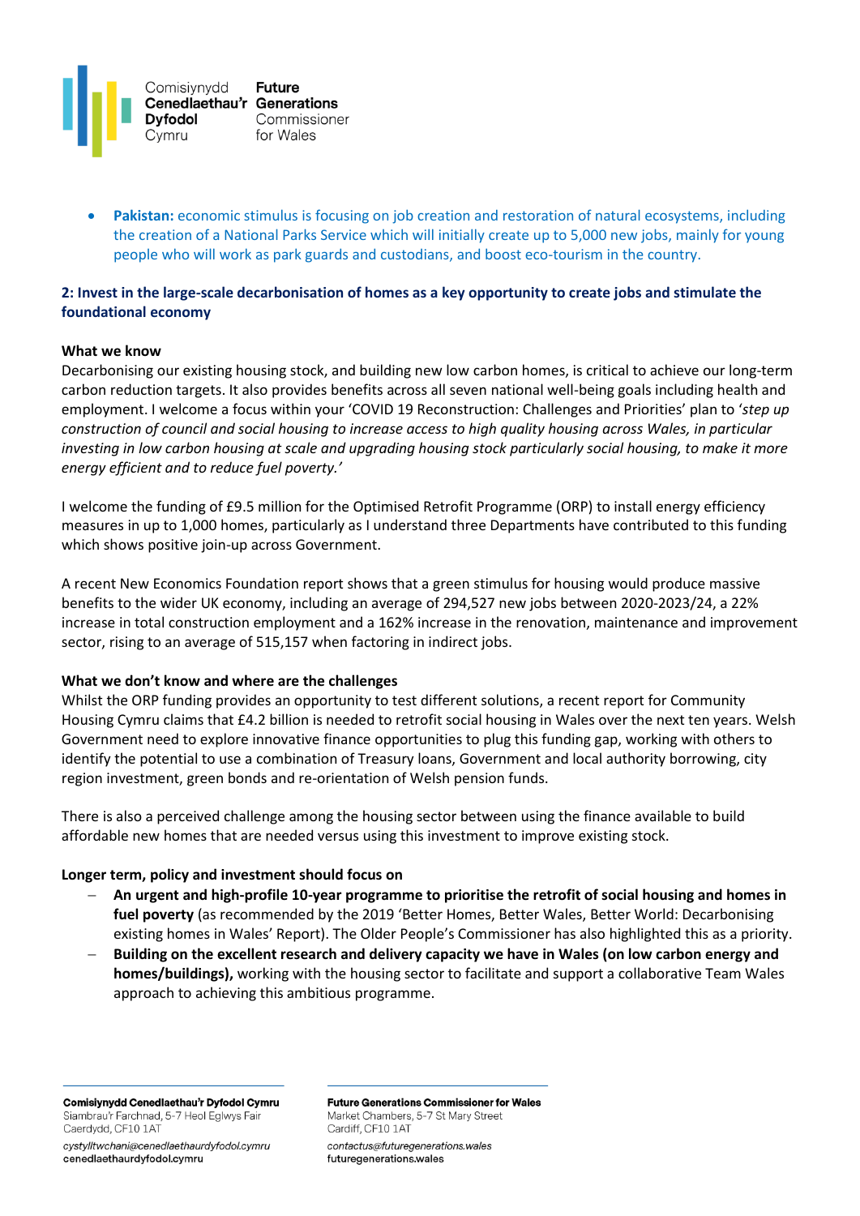- **Pakistan:** economic stimulus is focusing on job creation and restoration of natural ecosystems, including the creation of a National Parks Service which will initially create up to 5,000 new jobs, mainly for young people who will work as park guards and custodians, and boost eco-tourism in the country.

## 2: Invest in the large-scale decarbonisation of homes as a key opportunity to create jobs and stimulate the foundational economy

**What we know**

Decarbonising our existing housing stock, and building new low carbon homes, is critical to achieve our long-term carbon reduction targets. It also provides benefits across all seven national well-being goals including health and employment. I welcome a focus within your 'COVID 19 Reconstruction: Challenges and Priorities' plan to '*step up construction of council and social housing to increase access to high quality housing across Wales, in particular investing in low carbon housing at scale and upgrading housing stock particularly social housing, to make it more energy efficient and to reduce fuel poverty.*'

I welcome the funding of £9.5 million for the Optimised Retrofit Programme (ORP) to install energy efficiency measures in up to 1,000 homes, particularly as I understand three Departments have contributed to this funding which shows positive join-up across Government.

A recent New Economics Foundation report shows that a green stimulus for housing would produce massive benefits to the wider UK economy, including an average of 294,527 new jobs between 2020-2023/24, a 22% increase in total construction employment and a 162% increase in the renovation, maintenance and improvement sector, rising to an average of 515,157 when factoring in indirect jobs.

**What we don't know and where are the challenges**

Whilst the ORP funding provides an opportunity to test different solutions, a recent report for Community Housing Cymru claims that £4.2 billion is needed to retrofit social housing in Wales over the next ten years. Welsh Government need to explore innovative finance opportunities to plug this funding gap, working with others to identify the potential to use a combination of Treasury loans, Government and local authority borrowing, city region investment, green bonds and re-orientation of Welsh pension funds.

There is also a perceived challenge among the housing sector between using the finance available to build affordable new homes that are needed versus using this investment to improve existing stock.

**Longer term, policy and investment should focus on**

- **An urgent and high-profile 10-year programme to prioritise the retrofit of social housing and homes in fuel poverty** (as recommended by the 2019 'Better Homes, Better Wales, Better World: Decarbonising existing homes in Wales' Report). The Older People's Commissioner has also highlighted this as a priority.
- **Building on the excellent research and delivery capacity we have in Wales (on low carbon energy and homes/buildings),** working with the housing sector to facilitate and support a collaborative Team Wales approach to achieving this ambitious programme.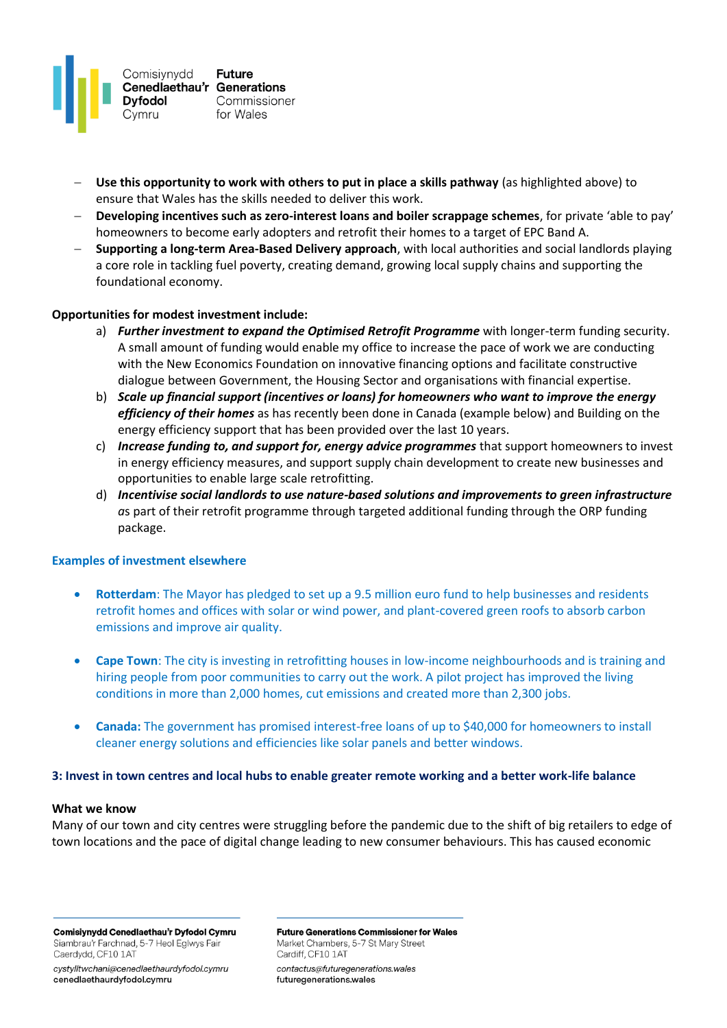- **Use this opportunity to work with others to put in place a skills pathway** (as highlighted above) to ensure that Wales has the skills needed to deliver this work.
- **Developing incentives such as zero-interest loans and boiler scrappage schemes**, for private 'able to pay' homeowners to become early adopters and retrofit their homes to a target of EPC Band A.
- **Supporting a long-term Area-Based Delivery approach**, with local authorities and social landlords playing a core role in tackling fuel poverty, creating demand, growing local supply chains and supporting the foundational economy.

**Opportunities for modest investment include:**

a) ***Further investment to expand the Optimised Retrofit Programme*** with longer-term funding security. A small amount of funding would enable my office to increase the pace of work we are conducting with the New Economics Foundation on innovative financing options and facilitate constructive dialogue between Government, the Housing Sector and organisations with financial expertise.
b) ***Scale up financial support (incentives or loans) for homeowners who want to improve the energy efficiency of their homes*** as has recently been done in Canada (example below) and Building on the energy efficiency support that has been provided over the last 10 years.
c) ***Increase funding to, and support for, energy advice programmes*** that support homeowners to invest in energy efficiency measures, and support supply chain development to create new businesses and opportunities to enable large scale retrofitting.
d) ***Incentivise social landlords to use nature-based solutions and improvements to green infrastructure a****s* part of their retrofit programme through targeted additional funding through the ORP funding package.

**Examples of investment elsewhere**

- **Rotterdam**: The Mayor has pledged to set up a 9.5 million euro fund to help businesses and residents retrofit homes and offices with solar or wind power, and plant-covered green roofs to absorb carbon emissions and improve air quality.
- **Cape Town**: The city is investing in retrofitting houses in low-income neighbourhoods and is training and hiring people from poor communities to carry out the work. A pilot project has improved the living conditions in more than 2,000 homes, cut emissions and created more than 2,300 jobs.
- **Canada:** The government has promised interest-free loans of up to $40,000 for homeowners to install cleaner energy solutions and efficiencies like solar panels and better windows.

### 3: Invest in town centres and local hubs to enable greater remote working and a better work-life balance

**What we know**

Many of our town and city centres were struggling before the pandemic due to the shift of big retailers to edge of town locations and the pace of digital change leading to new consumer behaviours. This has caused economic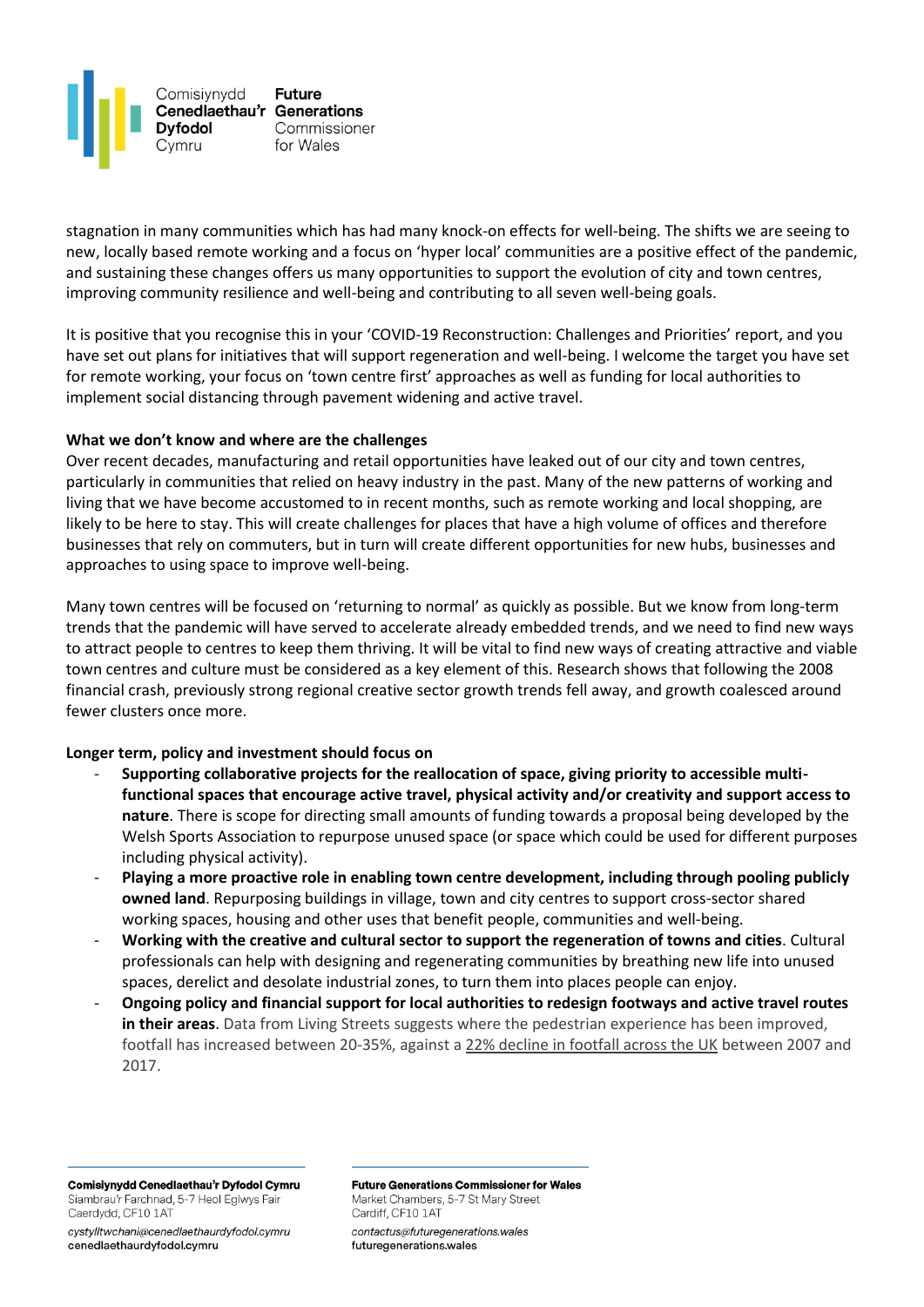stagnation in many communities which has had many knock-on effects for well-being. The shifts we are seeing to new, locally based remote working and a focus on 'hyper local' communities are a positive effect of the pandemic, and sustaining these changes offers us many opportunities to support the evolution of city and town centres, improving community resilience and well-being and contributing to all seven well-being goals.

It is positive that you recognise this in your 'COVID-19 Reconstruction: Challenges and Priorities' report, and you have set out plans for initiatives that will support regeneration and well-being. I welcome the target you have set for remote working, your focus on 'town centre first' approaches as well as funding for local authorities to implement social distancing through pavement widening and active travel.

**What we don't know and where are the challenges**

Over recent decades, manufacturing and retail opportunities have leaked out of our city and town centres, particularly in communities that relied on heavy industry in the past. Many of the new patterns of working and living that we have become accustomed to in recent months, such as remote working and local shopping, are likely to be here to stay. This will create challenges for places that have a high volume of offices and therefore businesses that rely on commuters, but in turn will create different opportunities for new hubs, businesses and approaches to using space to improve well-being.

Many town centres will be focused on 'returning to normal' as quickly as possible. But we know from long-term trends that the pandemic will have served to accelerate already embedded trends, and we need to find new ways to attract people to centres to keep them thriving. It will be vital to find new ways of creating attractive and viable town centres and culture must be considered as a key element of this. Research shows that following the 2008 financial crash, previously strong regional creative sector growth trends fell away, and growth coalesced around fewer clusters once more.

**Longer term, policy and investment should focus on**

- **Supporting collaborative projects for the reallocation of space, giving priority to accessible multi-functional spaces that encourage active travel, physical activity and/or creativity and support access to nature**. There is scope for directing small amounts of funding towards a proposal being developed by the Welsh Sports Association to repurpose unused space (or space which could be used for different purposes including physical activity).
- **Playing a more proactive role in enabling town centre development, including through pooling publicly owned land**. Repurposing buildings in village, town and city centres to support cross-sector shared working spaces, housing and other uses that benefit people, communities and well-being.
- **Working with the creative and cultural sector to support the regeneration of towns and cities**. Cultural professionals can help with designing and regenerating communities by breathing new life into unused spaces, derelict and desolate industrial zones, to turn them into places people can enjoy.
- **Ongoing policy and financial support for local authorities to redesign footways and active travel routes in their areas**. Data from Living Streets suggests where the pedestrian experience has been improved, footfall has increased between 20-35%, against a 22% decline in footfall across the UK between 2007 and 2017.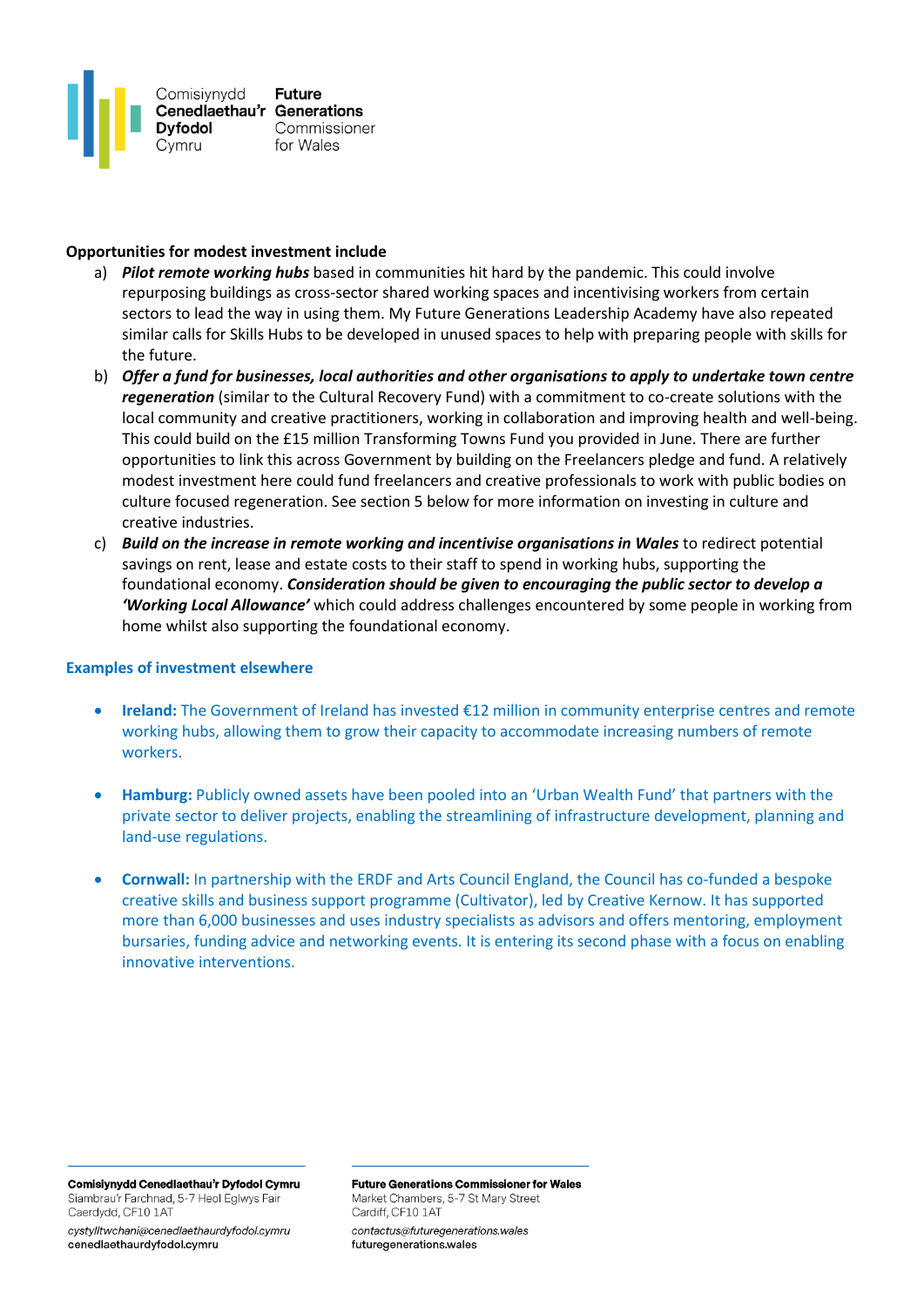**Opportunities for modest investment include**

a) ***Pilot remote working hubs*** based in communities hit hard by the pandemic. This could involve repurposing buildings as cross-sector shared working spaces and incentivising workers from certain sectors to lead the way in using them. My Future Generations Leadership Academy have also repeated similar calls for Skills Hubs to be developed in unused spaces to help with preparing people with skills for the future.

b) ***Offer a fund for businesses, local authorities and other organisations to apply to undertake town centre regeneration*** (similar to the Cultural Recovery Fund) with a commitment to co-create solutions with the local community and creative practitioners, working in collaboration and improving health and well-being. This could build on the £15 million Transforming Towns Fund you provided in June. There are further opportunities to link this across Government by building on the Freelancers pledge and fund. A relatively modest investment here could fund freelancers and creative professionals to work with public bodies on culture focused regeneration. See section 5 below for more information on investing in culture and creative industries.

c) ***Build on the increase in remote working and incentivise organisations in Wales*** to redirect potential savings on rent, lease and estate costs to their staff to spend in working hubs, supporting the foundational economy. ***Consideration should be given to encouraging the public sector to develop a 'Working Local Allowance'*** which could address challenges encountered by some people in working from home whilst also supporting the foundational economy.

**Examples of investment elsewhere**

- **Ireland:** The Government of Ireland has invested €12 million in community enterprise centres and remote working hubs, allowing them to grow their capacity to accommodate increasing numbers of remote workers.

- **Hamburg:** Publicly owned assets have been pooled into an 'Urban Wealth Fund' that partners with the private sector to deliver projects, enabling the streamlining of infrastructure development, planning and land-use regulations.

- **Cornwall:** In partnership with the ERDF and Arts Council England, the Council has co-funded a bespoke creative skills and business support programme (Cultivator), led by Creative Kernow. It has supported more than 6,000 businesses and uses industry specialists as advisors and offers mentoring, employment bursaries, funding advice and networking events. It is entering its second phase with a focus on enabling innovative interventions.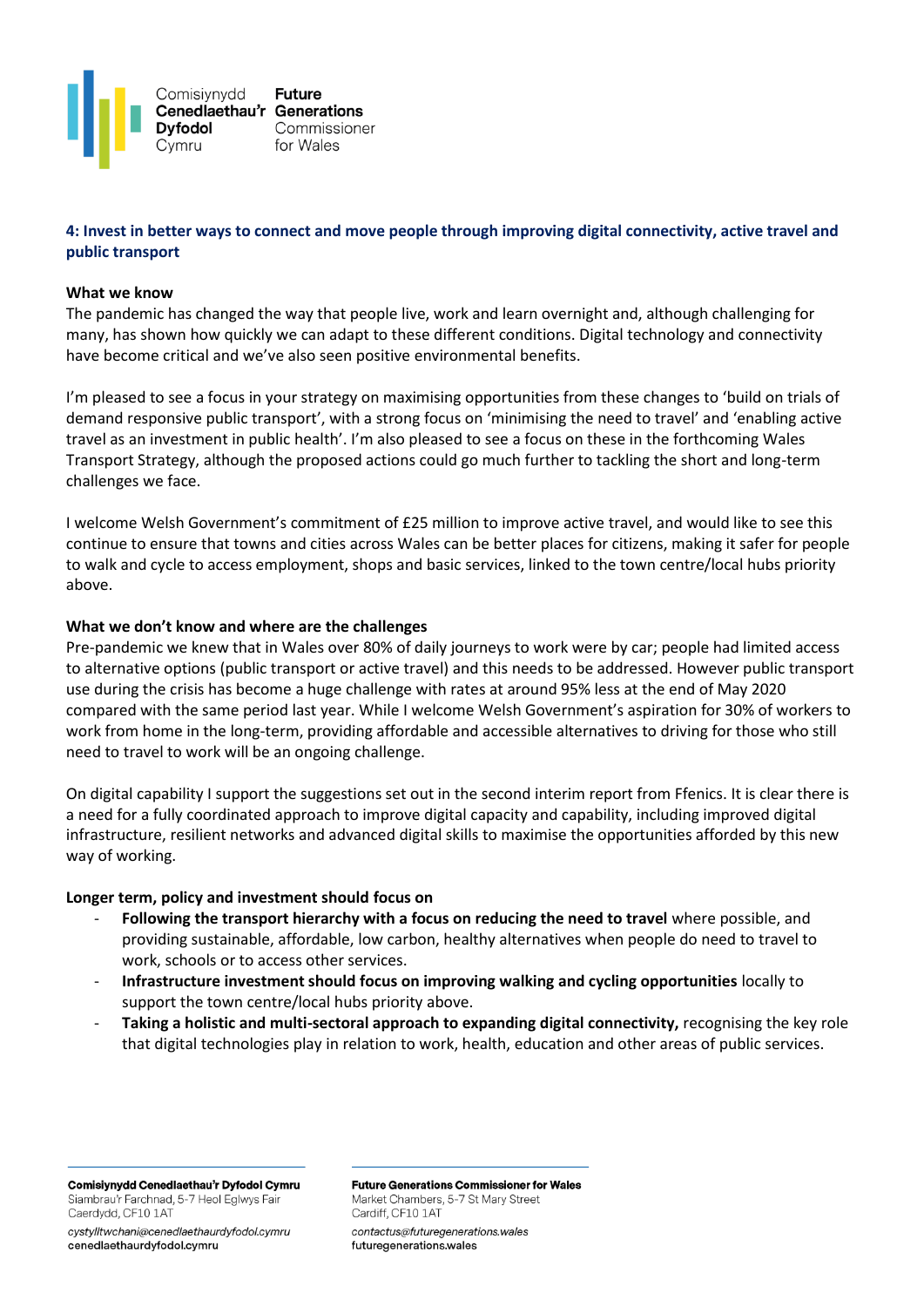### 4: Invest in better ways to connect and move people through improving digital connectivity, active travel and public transport

**What we know**

The pandemic has changed the way that people live, work and learn overnight and, although challenging for many, has shown how quickly we can adapt to these different conditions. Digital technology and connectivity have become critical and we've also seen positive environmental benefits.

I'm pleased to see a focus in your strategy on maximising opportunities from these changes to 'build on trials of demand responsive public transport', with a strong focus on 'minimising the need to travel' and 'enabling active travel as an investment in public health'. I'm also pleased to see a focus on these in the forthcoming Wales Transport Strategy, although the proposed actions could go much further to tackling the short and long-term challenges we face.

I welcome Welsh Government's commitment of £25 million to improve active travel, and would like to see this continue to ensure that towns and cities across Wales can be better places for citizens, making it safer for people to walk and cycle to access employment, shops and basic services, linked to the town centre/local hubs priority above.

**What we don't know and where are the challenges**

Pre-pandemic we knew that in Wales over 80% of daily journeys to work were by car; people had limited access to alternative options (public transport or active travel) and this needs to be addressed. However public transport use during the crisis has become a huge challenge with rates at around 95% less at the end of May 2020 compared with the same period last year. While I welcome Welsh Government's aspiration for 30% of workers to work from home in the long-term, providing affordable and accessible alternatives to driving for those who still need to travel to work will be an ongoing challenge.

On digital capability I support the suggestions set out in the second interim report from Ffenics. It is clear there is a need for a fully coordinated approach to improve digital capacity and capability, including improved digital infrastructure, resilient networks and advanced digital skills to maximise the opportunities afforded by this new way of working.

**Longer term, policy and investment should focus on**

- **Following the transport hierarchy with a focus on reducing the need to travel** where possible, and providing sustainable, affordable, low carbon, healthy alternatives when people do need to travel to work, schools or to access other services.
- **Infrastructure investment should focus on improving walking and cycling opportunities** locally to support the town centre/local hubs priority above.
- **Taking a holistic and multi-sectoral approach to expanding digital connectivity,** recognising the key role that digital technologies play in relation to work, health, education and other areas of public services.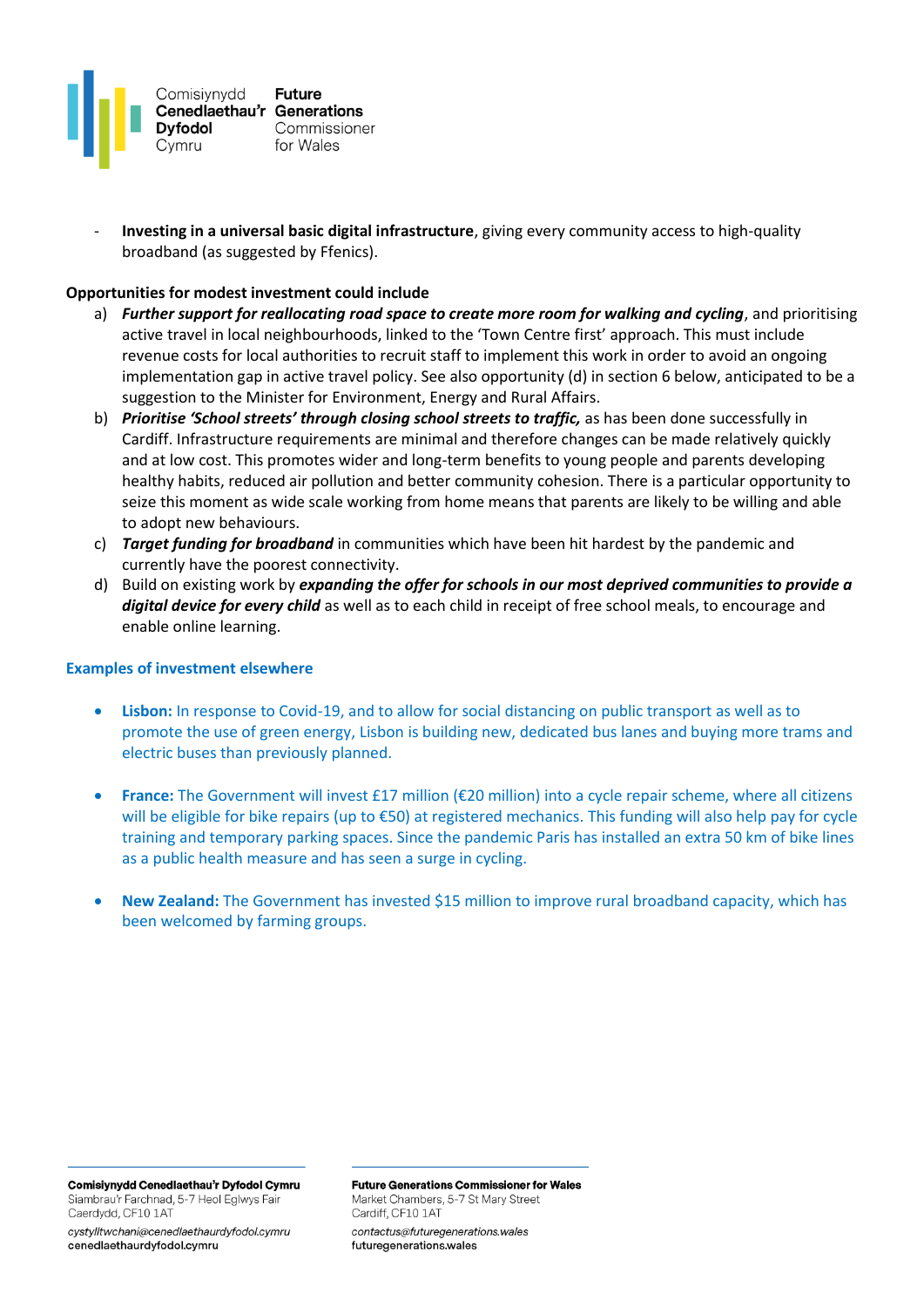- **Investing in a universal basic digital infrastructure**, giving every community access to high-quality broadband (as suggested by Ffenics).

**Opportunities for modest investment could include**

a) ***Further support for reallocating road space to create more room for walking and cycling***, and prioritising active travel in local neighbourhoods, linked to the 'Town Centre first' approach. This must include revenue costs for local authorities to recruit staff to implement this work in order to avoid an ongoing implementation gap in active travel policy. See also opportunity (d) in section 6 below, anticipated to be a suggestion to the Minister for Environment, Energy and Rural Affairs.

b) ***Prioritise 'School streets' through closing school streets to traffic,*** as has been done successfully in Cardiff. Infrastructure requirements are minimal and therefore changes can be made relatively quickly and at low cost. This promotes wider and long-term benefits to young people and parents developing healthy habits, reduced air pollution and better community cohesion. There is a particular opportunity to seize this moment as wide scale working from home means that parents are likely to be willing and able to adopt new behaviours.

c) ***Target funding for broadband*** in communities which have been hit hardest by the pandemic and currently have the poorest connectivity.

d) Build on existing work by ***expanding the offer for schools in our most deprived communities to provide a digital device for every child*** as well as to each child in receipt of free school meals, to encourage and enable online learning.

### Examples of investment elsewhere

- **Lisbon:** In response to Covid-19, and to allow for social distancing on public transport as well as to promote the use of green energy, Lisbon is building new, dedicated bus lanes and buying more trams and electric buses than previously planned.

- **France:** The Government will invest £17 million (€20 million) into a cycle repair scheme, where all citizens will be eligible for bike repairs (up to €50) at registered mechanics. This funding will also help pay for cycle training and temporary parking spaces. Since the pandemic Paris has installed an extra 50 km of bike lines as a public health measure and has seen a surge in cycling.

- **New Zealand:** The Government has invested $15 million to improve rural broadband capacity, which has been welcomed by farming groups.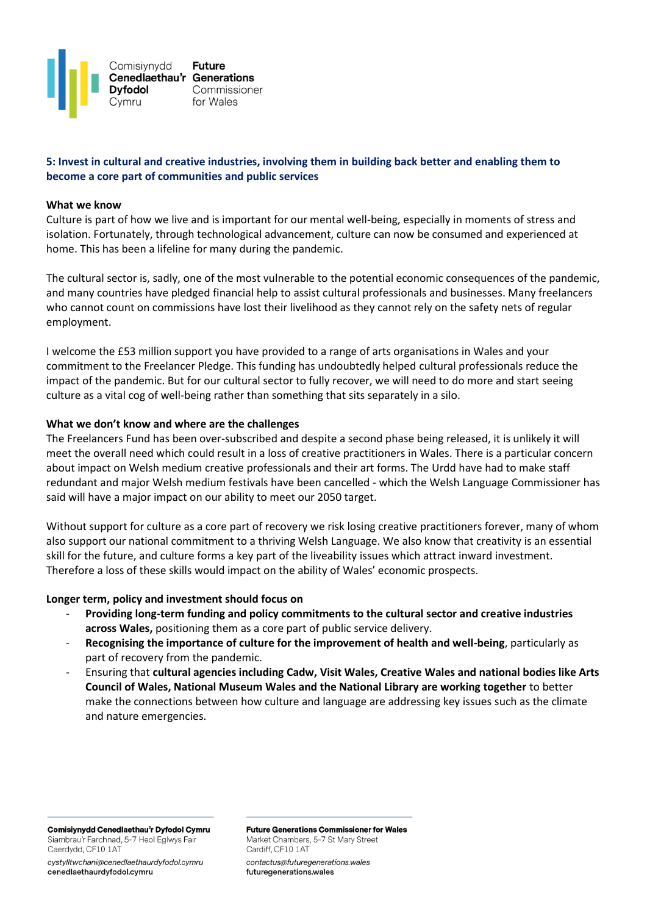### 5: Invest in cultural and creative industries, involving them in building back better and enabling them to become a core part of communities and public services

**What we know**

Culture is part of how we live and is important for our mental well-being, especially in moments of stress and isolation. Fortunately, through technological advancement, culture can now be consumed and experienced at home. This has been a lifeline for many during the pandemic.

The cultural sector is, sadly, one of the most vulnerable to the potential economic consequences of the pandemic, and many countries have pledged financial help to assist cultural professionals and businesses. Many freelancers who cannot count on commissions have lost their livelihood as they cannot rely on the safety nets of regular employment.

I welcome the £53 million support you have provided to a range of arts organisations in Wales and your commitment to the Freelancer Pledge. This funding has undoubtedly helped cultural professionals reduce the impact of the pandemic. But for our cultural sector to fully recover, we will need to do more and start seeing culture as a vital cog of well-being rather than something that sits separately in a silo.

**What we don't know and where are the challenges**

The Freelancers Fund has been over-subscribed and despite a second phase being released, it is unlikely it will meet the overall need which could result in a loss of creative practitioners in Wales. There is a particular concern about impact on Welsh medium creative professionals and their art forms. The Urdd have had to make staff redundant and major Welsh medium festivals have been cancelled - which the Welsh Language Commissioner has said will have a major impact on our ability to meet our 2050 target.

Without support for culture as a core part of recovery we risk losing creative practitioners forever, many of whom also support our national commitment to a thriving Welsh Language. We also know that creativity is an essential skill for the future, and culture forms a key part of the liveability issues which attract inward investment. Therefore a loss of these skills would impact on the ability of Wales' economic prospects.

**Longer term, policy and investment should focus on**

- **Providing long-term funding and policy commitments to the cultural sector and creative industries across Wales,** positioning them as a core part of public service delivery.
- **Recognising the importance of culture for the improvement of health and well-being**, particularly as part of recovery from the pandemic.
- Ensuring that **cultural agencies including Cadw, Visit Wales, Creative Wales and national bodies like Arts Council of Wales, National Museum Wales and the National Library are working together** to better make the connections between how culture and language are addressing key issues such as the climate and nature emergencies.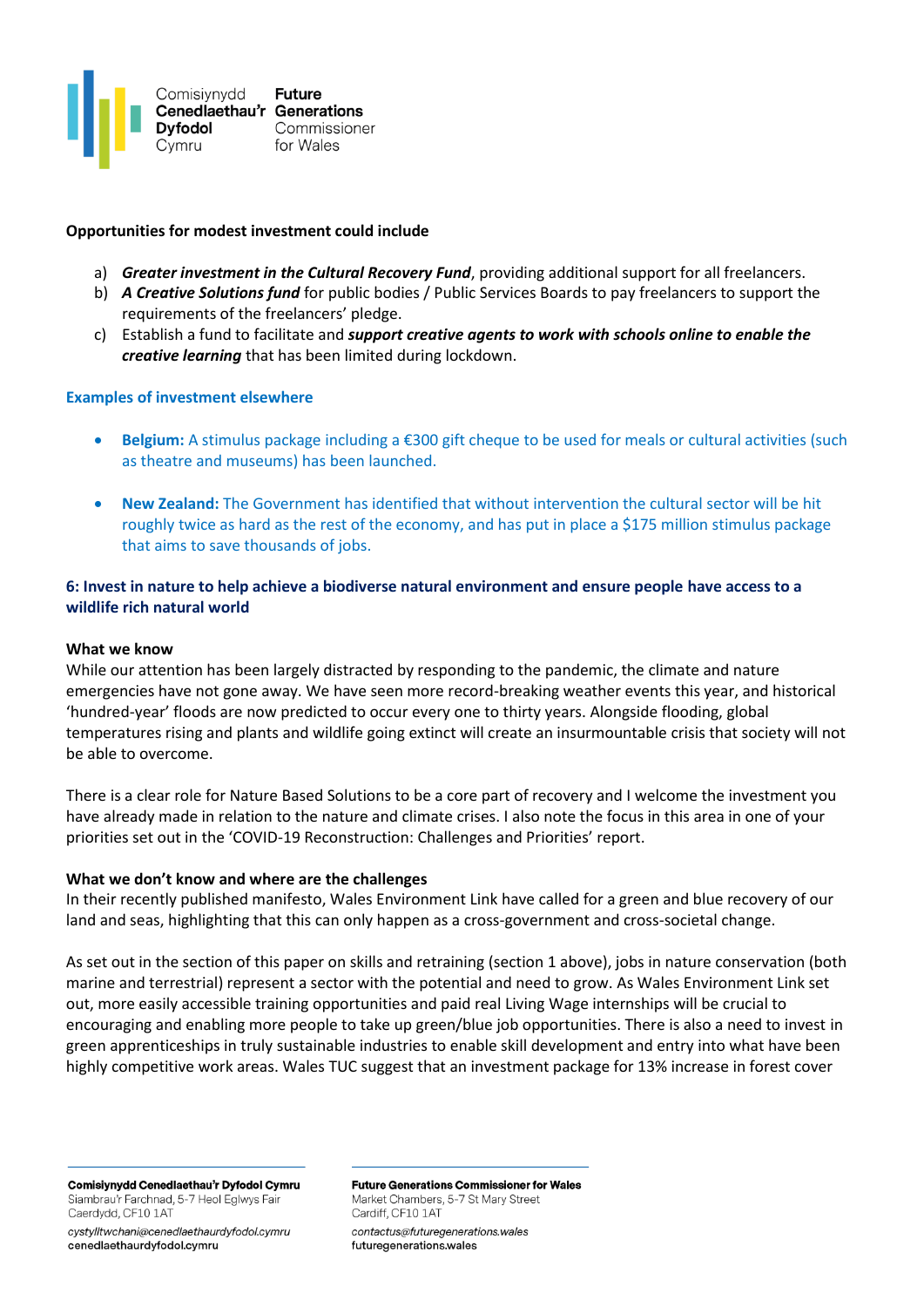**Opportunities for modest investment could include**

a) ***Greater investment in the Cultural Recovery Fund***, providing additional support for all freelancers.
b) ***A Creative Solutions fund*** for public bodies / Public Services Boards to pay freelancers to support the requirements of the freelancers' pledge.
c) Establish a fund to facilitate and ***support creative agents to work with schools online to enable the creative learning*** that has been limited during lockdown.

**Examples of investment elsewhere**

- **Belgium:** A stimulus package including a €300 gift cheque to be used for meals or cultural activities (such as theatre and museums) has been launched.
- **New Zealand:** The Government has identified that without intervention the cultural sector will be hit roughly twice as hard as the rest of the economy, and has put in place a $175 million stimulus package that aims to save thousands of jobs.

### 6: Invest in nature to help achieve a biodiverse natural environment and ensure people have access to a wildlife rich natural world

**What we know**

While our attention has been largely distracted by responding to the pandemic, the climate and nature emergencies have not gone away. We have seen more record-breaking weather events this year, and historical 'hundred-year' floods are now predicted to occur every one to thirty years. Alongside flooding, global temperatures rising and plants and wildlife going extinct will create an insurmountable crisis that society will not be able to overcome.

There is a clear role for Nature Based Solutions to be a core part of recovery and I welcome the investment you have already made in relation to the nature and climate crises. I also note the focus in this area in one of your priorities set out in the 'COVID-19 Reconstruction: Challenges and Priorities' report.

**What we don't know and where are the challenges**

In their recently published manifesto, Wales Environment Link have called for a green and blue recovery of our land and seas, highlighting that this can only happen as a cross-government and cross-societal change.

As set out in the section of this paper on skills and retraining (section 1 above), jobs in nature conservation (both marine and terrestrial) represent a sector with the potential and need to grow. As Wales Environment Link set out, more easily accessible training opportunities and paid real Living Wage internships will be crucial to encouraging and enabling more people to take up green/blue job opportunities. There is also a need to invest in green apprenticeships in truly sustainable industries to enable skill development and entry into what have been highly competitive work areas. Wales TUC suggest that an investment package for 13% increase in forest cover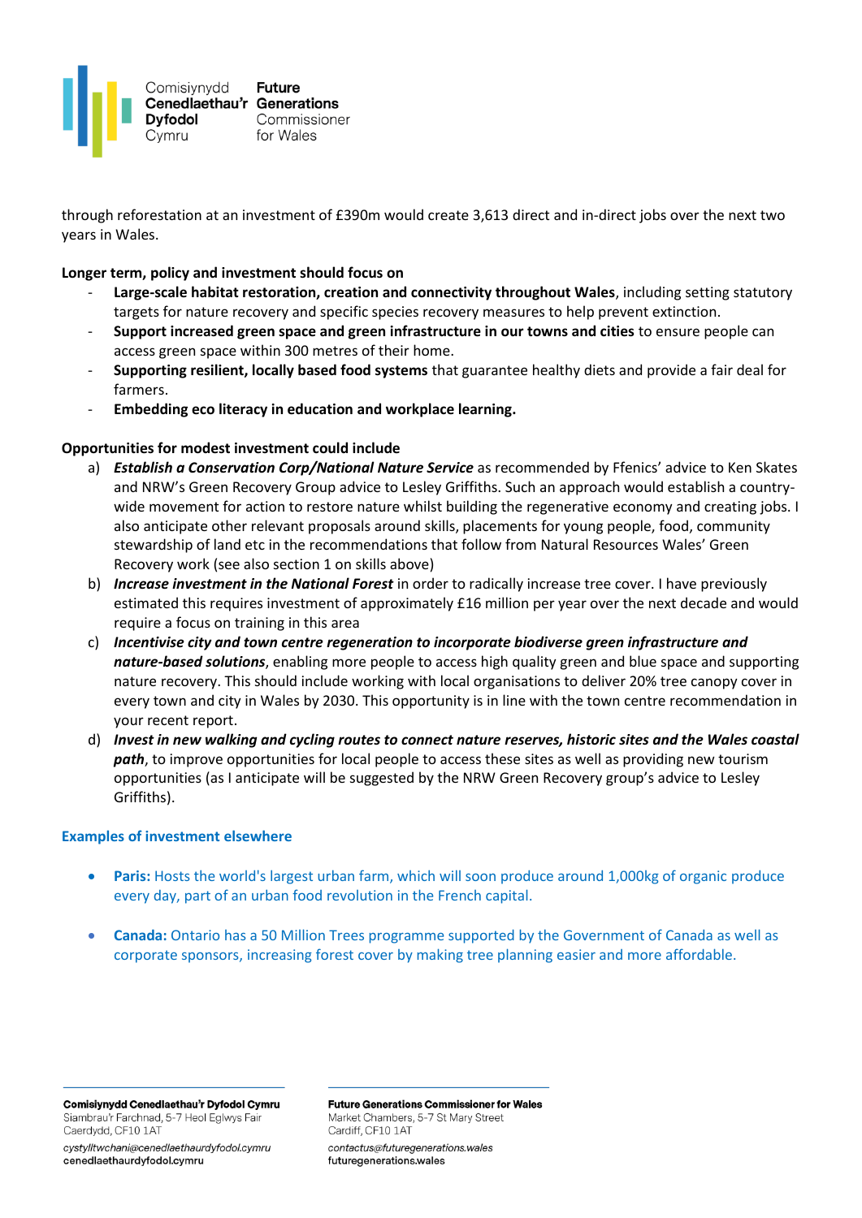through reforestation at an investment of £390m would create 3,613 direct and in-direct jobs over the next two years in Wales.

**Longer term, policy and investment should focus on**

- **Large-scale habitat restoration, creation and connectivity throughout Wales**, including setting statutory targets for nature recovery and specific species recovery measures to help prevent extinction.
- **Support increased green space and green infrastructure in our towns and cities** to ensure people can access green space within 300 metres of their home.
- **Supporting resilient, locally based food systems** that guarantee healthy diets and provide a fair deal for farmers.
- **Embedding eco literacy in education and workplace learning.**

**Opportunities for modest investment could include**

a) ***Establish a Conservation Corp/National Nature Service*** as recommended by Ffenics' advice to Ken Skates and NRW's Green Recovery Group advice to Lesley Griffiths. Such an approach would establish a country-wide movement for action to restore nature whilst building the regenerative economy and creating jobs. I also anticipate other relevant proposals around skills, placements for young people, food, community stewardship of land etc in the recommendations that follow from Natural Resources Wales' Green Recovery work (see also section 1 on skills above)

b) ***Increase investment in the National Forest*** in order to radically increase tree cover. I have previously estimated this requires investment of approximately £16 million per year over the next decade and would require a focus on training in this area

c) ***Incentivise city and town centre regeneration to incorporate biodiverse green infrastructure and nature-based solutions***, enabling more people to access high quality green and blue space and supporting nature recovery. This should include working with local organisations to deliver 20% tree canopy cover in every town and city in Wales by 2030. This opportunity is in line with the town centre recommendation in your recent report.

d) ***Invest in new walking and cycling routes to connect nature reserves, historic sites and the Wales coastal path***, to improve opportunities for local people to access these sites as well as providing new tourism opportunities (as I anticipate will be suggested by the NRW Green Recovery group's advice to Lesley Griffiths).

**Examples of investment elsewhere**

- **Paris:** Hosts the world's largest urban farm, which will soon produce around 1,000kg of organic produce every day, part of an urban food revolution in the French capital.

- **Canada:** Ontario has a 50 Million Trees programme supported by the Government of Canada as well as corporate sponsors, increasing forest cover by making tree planning easier and more affordable.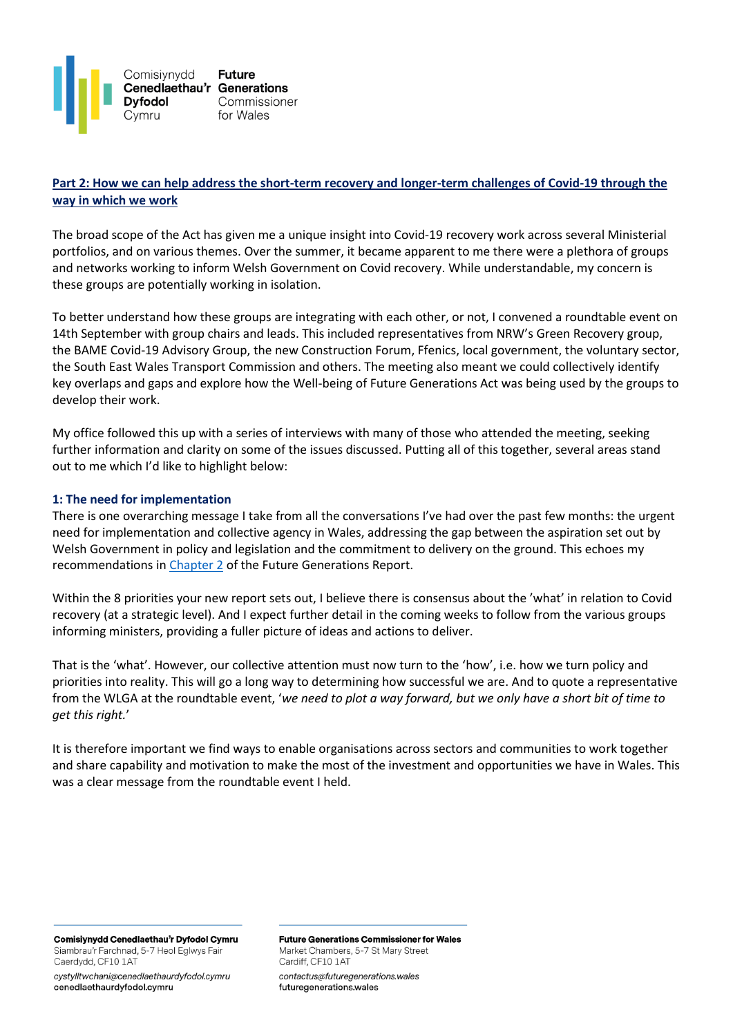## Part 2: How we can help address the short-term recovery and longer-term challenges of Covid-19 through the way in which we work

The broad scope of the Act has given me a unique insight into Covid-19 recovery work across several Ministerial portfolios, and on various themes. Over the summer, it became apparent to me there were a plethora of groups and networks working to inform Welsh Government on Covid recovery. While understandable, my concern is these groups are potentially working in isolation.

To better understand how these groups are integrating with each other, or not, I convened a roundtable event on 14th September with group chairs and leads. This included representatives from NRW's Green Recovery group, the BAME Covid-19 Advisory Group, the new Construction Forum, Ffenics, local government, the voluntary sector, the South East Wales Transport Commission and others. The meeting also meant we could collectively identify key overlaps and gaps and explore how the Well-being of Future Generations Act was being used by the groups to develop their work.

My office followed this up with a series of interviews with many of those who attended the meeting, seeking further information and clarity on some of the issues discussed. Putting all of this together, several areas stand out to me which I'd like to highlight below:

### 1: The need for implementation

There is one overarching message I take from all the conversations I've had over the past few months: the urgent need for implementation and collective agency in Wales, addressing the gap between the aspiration set out by Welsh Government in policy and legislation and the commitment to delivery on the ground. This echoes my recommendations in Chapter 2 of the Future Generations Report.

Within the 8 priorities your new report sets out, I believe there is consensus about the 'what' in relation to Covid recovery (at a strategic level). And I expect further detail in the coming weeks to follow from the various groups informing ministers, providing a fuller picture of ideas and actions to deliver.

That is the 'what'. However, our collective attention must now turn to the 'how', i.e. how we turn policy and priorities into reality. This will go a long way to determining how successful we are. And to quote a representative from the WLGA at the roundtable event, '*we need to plot a way forward, but we only have a short bit of time to get this right.*'

It is therefore important we find ways to enable organisations across sectors and communities to work together and share capability and motivation to make the most of the investment and opportunities we have in Wales. This was a clear message from the roundtable event I held.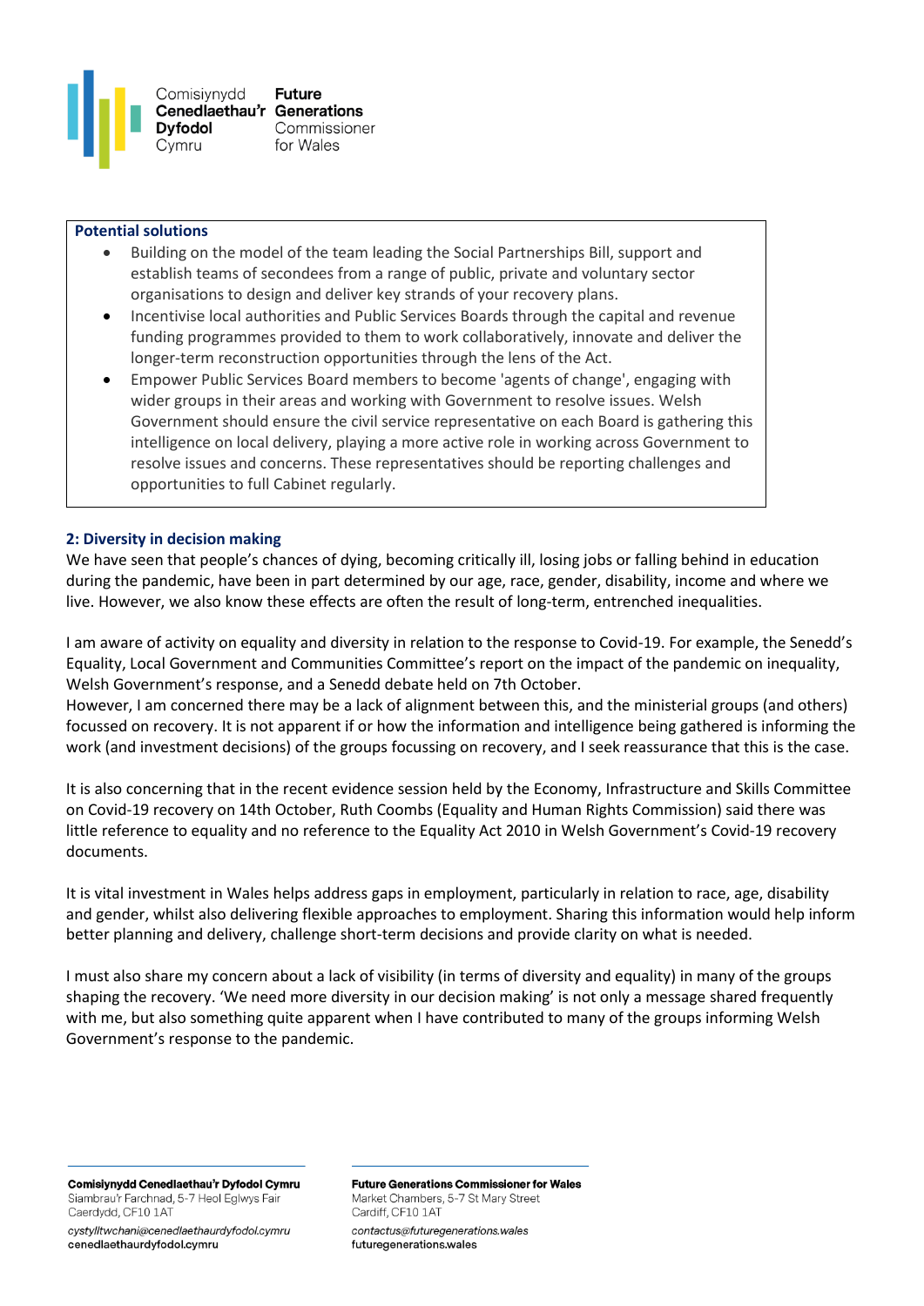**Potential solutions**

- Building on the model of the team leading the Social Partnerships Bill, support and establish teams of secondees from a range of public, private and voluntary sector organisations to design and deliver key strands of your recovery plans.
- Incentivise local authorities and Public Services Boards through the capital and revenue funding programmes provided to them to work collaboratively, innovate and deliver the longer-term reconstruction opportunities through the lens of the Act.
- Empower Public Services Board members to become 'agents of change', engaging with wider groups in their areas and working with Government to resolve issues. Welsh Government should ensure the civil service representative on each Board is gathering this intelligence on local delivery, playing a more active role in working across Government to resolve issues and concerns. These representatives should be reporting challenges and opportunities to full Cabinet regularly.

### 2: Diversity in decision making

We have seen that people's chances of dying, becoming critically ill, losing jobs or falling behind in education during the pandemic, have been in part determined by our age, race, gender, disability, income and where we live. However, we also know these effects are often the result of long-term, entrenched inequalities.

I am aware of activity on equality and diversity in relation to the response to Covid-19. For example, the Senedd's Equality, Local Government and Communities Committee's report on the impact of the pandemic on inequality, Welsh Government's response, and a Senedd debate held on 7th October.
However, I am concerned there may be a lack of alignment between this, and the ministerial groups (and others) focussed on recovery. It is not apparent if or how the information and intelligence being gathered is informing the work (and investment decisions) of the groups focussing on recovery, and I seek reassurance that this is the case.

It is also concerning that in the recent evidence session held by the Economy, Infrastructure and Skills Committee on Covid-19 recovery on 14th October, Ruth Coombs (Equality and Human Rights Commission) said there was little reference to equality and no reference to the Equality Act 2010 in Welsh Government's Covid-19 recovery documents.

It is vital investment in Wales helps address gaps in employment, particularly in relation to race, age, disability and gender, whilst also delivering flexible approaches to employment. Sharing this information would help inform better planning and delivery, challenge short-term decisions and provide clarity on what is needed.

I must also share my concern about a lack of visibility (in terms of diversity and equality) in many of the groups shaping the recovery. 'We need more diversity in our decision making' is not only a message shared frequently with me, but also something quite apparent when I have contributed to many of the groups informing Welsh Government's response to the pandemic.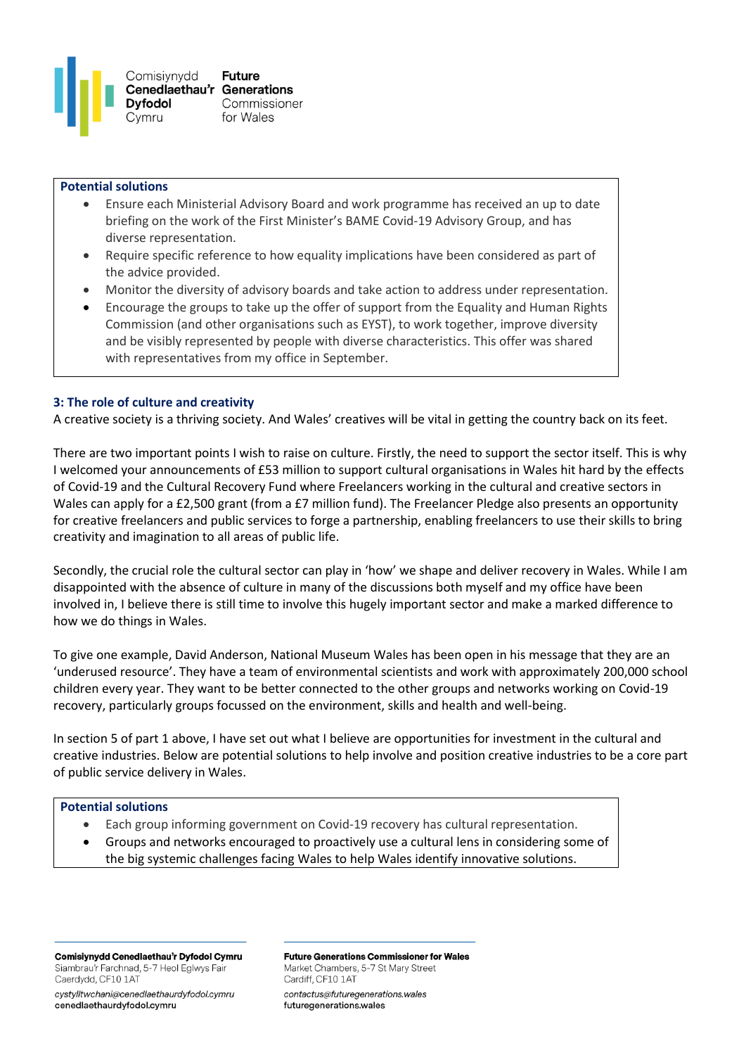**Potential solutions**

- Ensure each Ministerial Advisory Board and work programme has received an up to date briefing on the work of the First Minister's BAME Covid-19 Advisory Group, and has diverse representation.
- Require specific reference to how equality implications have been considered as part of the advice provided.
- Monitor the diversity of advisory boards and take action to address under representation.
- Encourage the groups to take up the offer of support from the Equality and Human Rights Commission (and other organisations such as EYST), to work together, improve diversity and be visibly represented by people with diverse characteristics. This offer was shared with representatives from my office in September.

### 3: The role of culture and creativity

A creative society is a thriving society. And Wales' creatives will be vital in getting the country back on its feet.

There are two important points I wish to raise on culture. Firstly, the need to support the sector itself. This is why I welcomed your announcements of £53 million to support cultural organisations in Wales hit hard by the effects of Covid-19 and the Cultural Recovery Fund where Freelancers working in the cultural and creative sectors in Wales can apply for a £2,500 grant (from a £7 million fund). The Freelancer Pledge also presents an opportunity for creative freelancers and public services to forge a partnership, enabling freelancers to use their skills to bring creativity and imagination to all areas of public life.

Secondly, the crucial role the cultural sector can play in 'how' we shape and deliver recovery in Wales. While I am disappointed with the absence of culture in many of the discussions both myself and my office have been involved in, I believe there is still time to involve this hugely important sector and make a marked difference to how we do things in Wales.

To give one example, David Anderson, National Museum Wales has been open in his message that they are an 'underused resource'. They have a team of environmental scientists and work with approximately 200,000 school children every year. They want to be better connected to the other groups and networks working on Covid-19 recovery, particularly groups focussed on the environment, skills and health and well-being.

In section 5 of part 1 above, I have set out what I believe are opportunities for investment in the cultural and creative industries. Below are potential solutions to help involve and position creative industries to be a core part of public service delivery in Wales.

**Potential solutions**

- Each group informing government on Covid-19 recovery has cultural representation.
- Groups and networks encouraged to proactively use a cultural lens in considering some of the big systemic challenges facing Wales to help Wales identify innovative solutions.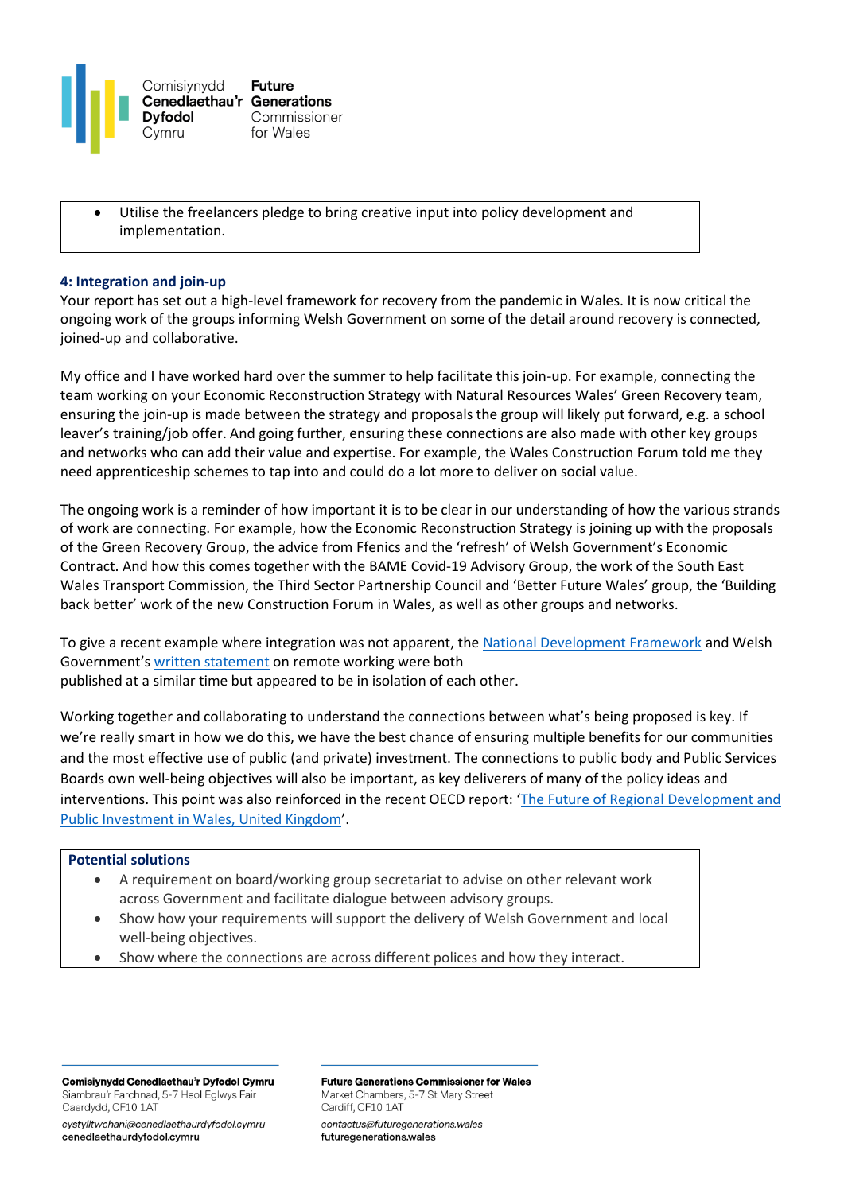- Utilise the freelancers pledge to bring creative input into policy development and implementation.

### 4: Integration and join-up

Your report has set out a high-level framework for recovery from the pandemic in Wales. It is now critical the ongoing work of the groups informing Welsh Government on some of the detail around recovery is connected, joined-up and collaborative.

My office and I have worked hard over the summer to help facilitate this join-up. For example, connecting the team working on your Economic Reconstruction Strategy with Natural Resources Wales' Green Recovery team, ensuring the join-up is made between the strategy and proposals the group will likely put forward, e.g. a school leaver's training/job offer. And going further, ensuring these connections are also made with other key groups and networks who can add their value and expertise. For example, the Wales Construction Forum told me they need apprenticeship schemes to tap into and could do a lot more to deliver on social value.

The ongoing work is a reminder of how important it is to be clear in our understanding of how the various strands of work are connecting. For example, how the Economic Reconstruction Strategy is joining up with the proposals of the Green Recovery Group, the advice from Ffenics and the 'refresh' of Welsh Government's Economic Contract. And how this comes together with the BAME Covid-19 Advisory Group, the work of the South East Wales Transport Commission, the Third Sector Partnership Council and 'Better Future Wales' group, the 'Building back better' work of the new Construction Forum in Wales, as well as other groups and networks.

To give a recent example where integration was not apparent, the National Development Framework and Welsh Government's written statement on remote working were both published at a similar time but appeared to be in isolation of each other.

Working together and collaborating to understand the connections between what's being proposed is key. If we're really smart in how we do this, we have the best chance of ensuring multiple benefits for our communities and the most effective use of public (and private) investment. The connections to public body and Public Services Boards own well-being objectives will also be important, as key deliverers of many of the policy ideas and interventions. This point was also reinforced in the recent OECD report: 'The Future of Regional Development and Public Investment in Wales, United Kingdom'.

**Potential solutions**

- A requirement on board/working group secretariat to advise on other relevant work across Government and facilitate dialogue between advisory groups.
- Show how your requirements will support the delivery of Welsh Government and local well-being objectives.
- Show where the connections are across different polices and how they interact.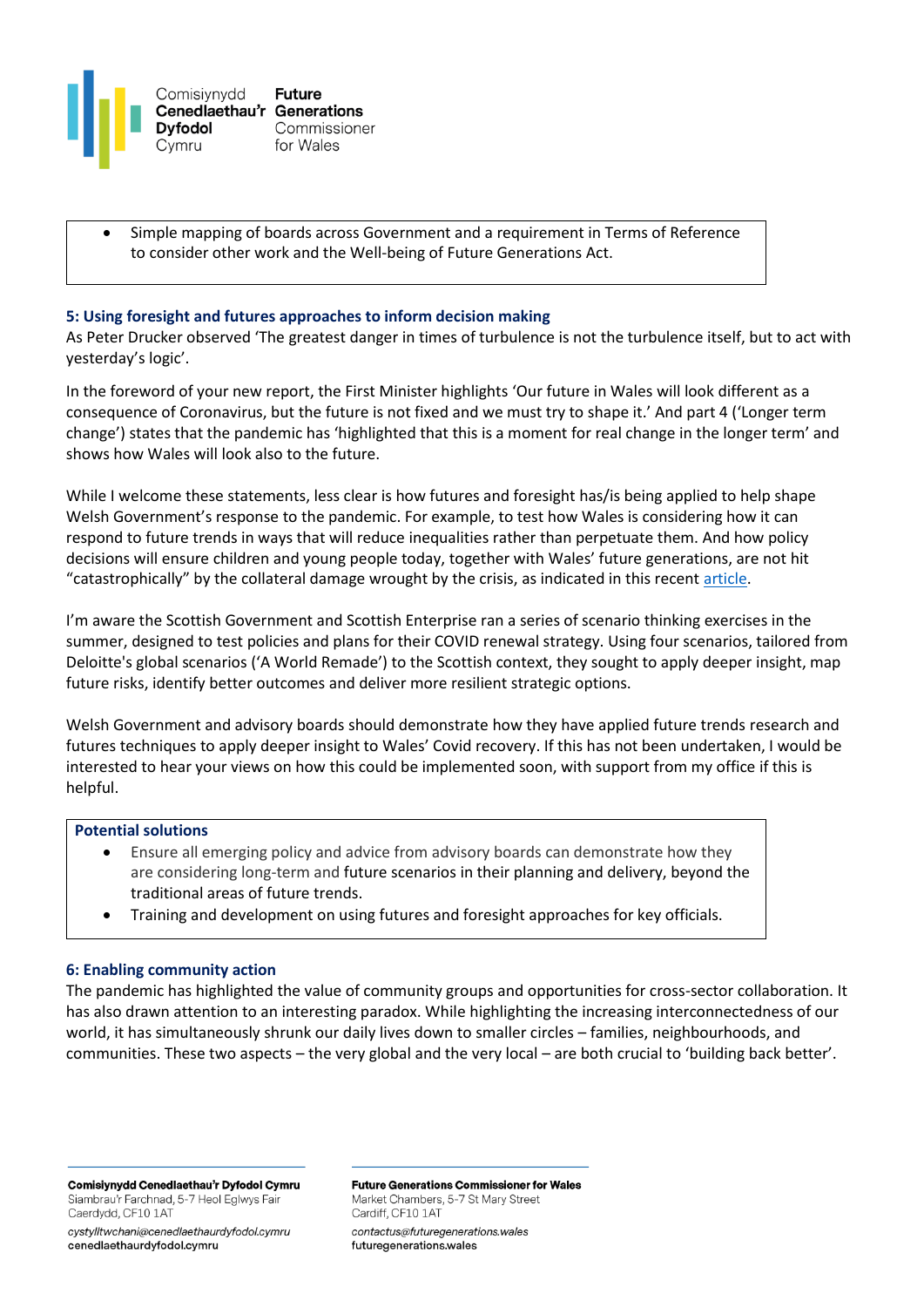- Simple mapping of boards across Government and a requirement in Terms of Reference to consider other work and the Well-being of Future Generations Act.

### 5: Using foresight and futures approaches to inform decision making

As Peter Drucker observed 'The greatest danger in times of turbulence is not the turbulence itself, but to act with yesterday's logic'.

In the foreword of your new report, the First Minister highlights 'Our future in Wales will look different as a consequence of Coronavirus, but the future is not fixed and we must try to shape it.' And part 4 ('Longer term change') states that the pandemic has 'highlighted that this is a moment for real change in the longer term' and shows how Wales will look also to the future.

While I welcome these statements, less clear is how futures and foresight has/is being applied to help shape Welsh Government's response to the pandemic. For example, to test how Wales is considering how it can respond to future trends in ways that will reduce inequalities rather than perpetuate them. And how policy decisions will ensure children and young people today, together with Wales' future generations, are not hit "catastrophically" by the collateral damage wrought by the crisis, as indicated in this recent article.

I'm aware the Scottish Government and Scottish Enterprise ran a series of scenario thinking exercises in the summer, designed to test policies and plans for their COVID renewal strategy. Using four scenarios, tailored from Deloitte's global scenarios ('A World Remade') to the Scottish context, they sought to apply deeper insight, map future risks, identify better outcomes and deliver more resilient strategic options.

Welsh Government and advisory boards should demonstrate how they have applied future trends research and futures techniques to apply deeper insight to Wales' Covid recovery. If this has not been undertaken, I would be interested to hear your views on how this could be implemented soon, with support from my office if this is helpful.

**Potential solutions**

- Ensure all emerging policy and advice from advisory boards can demonstrate how they are considering long-term and future scenarios in their planning and delivery, beyond the traditional areas of future trends.
- Training and development on using futures and foresight approaches for key officials.

### 6: Enabling community action

The pandemic has highlighted the value of community groups and opportunities for cross-sector collaboration. It has also drawn attention to an interesting paradox. While highlighting the increasing interconnectedness of our world, it has simultaneously shrunk our daily lives down to smaller circles – families, neighbourhoods, and communities. These two aspects – the very global and the very local – are both crucial to 'building back better'.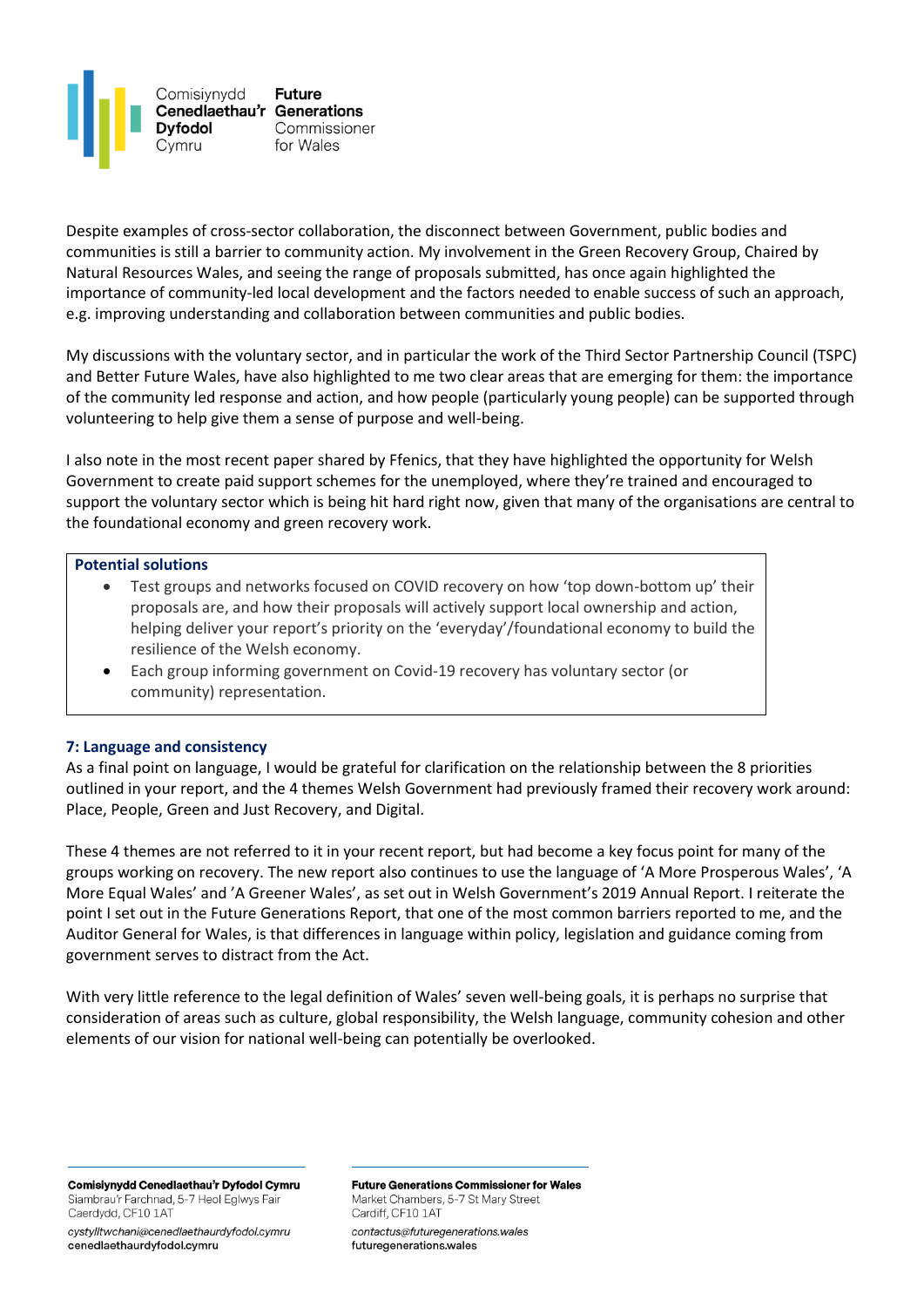Despite examples of cross-sector collaboration, the disconnect between Government, public bodies and communities is still a barrier to community action. My involvement in the Green Recovery Group, Chaired by Natural Resources Wales, and seeing the range of proposals submitted, has once again highlighted the importance of community-led local development and the factors needed to enable success of such an approach, e.g. improving understanding and collaboration between communities and public bodies.

My discussions with the voluntary sector, and in particular the work of the Third Sector Partnership Council (TSPC) and Better Future Wales, have also highlighted to me two clear areas that are emerging for them: the importance of the community led response and action, and how people (particularly young people) can be supported through volunteering to help give them a sense of purpose and well-being.

I also note in the most recent paper shared by Ffenics, that they have highlighted the opportunity for Welsh Government to create paid support schemes for the unemployed, where they're trained and encouraged to support the voluntary sector which is being hit hard right now, given that many of the organisations are central to the foundational economy and green recovery work.

**Potential solutions**

- Test groups and networks focused on COVID recovery on how 'top down-bottom up' their proposals are, and how their proposals will actively support local ownership and action, helping deliver your report's priority on the 'everyday'/foundational economy to build the resilience of the Welsh economy.
- Each group informing government on Covid-19 recovery has voluntary sector (or community) representation.

### 7: Language and consistency

As a final point on language, I would be grateful for clarification on the relationship between the 8 priorities outlined in your report, and the 4 themes Welsh Government had previously framed their recovery work around: Place, People, Green and Just Recovery, and Digital.

These 4 themes are not referred to it in your recent report, but had become a key focus point for many of the groups working on recovery. The new report also continues to use the language of 'A More Prosperous Wales', 'A More Equal Wales' and 'A Greener Wales', as set out in Welsh Government's 2019 Annual Report. I reiterate the point I set out in the Future Generations Report, that one of the most common barriers reported to me, and the Auditor General for Wales, is that differences in language within policy, legislation and guidance coming from government serves to distract from the Act.

With very little reference to the legal definition of Wales' seven well-being goals, it is perhaps no surprise that consideration of areas such as culture, global responsibility, the Welsh language, community cohesion and other elements of our vision for national well-being can potentially be overlooked.